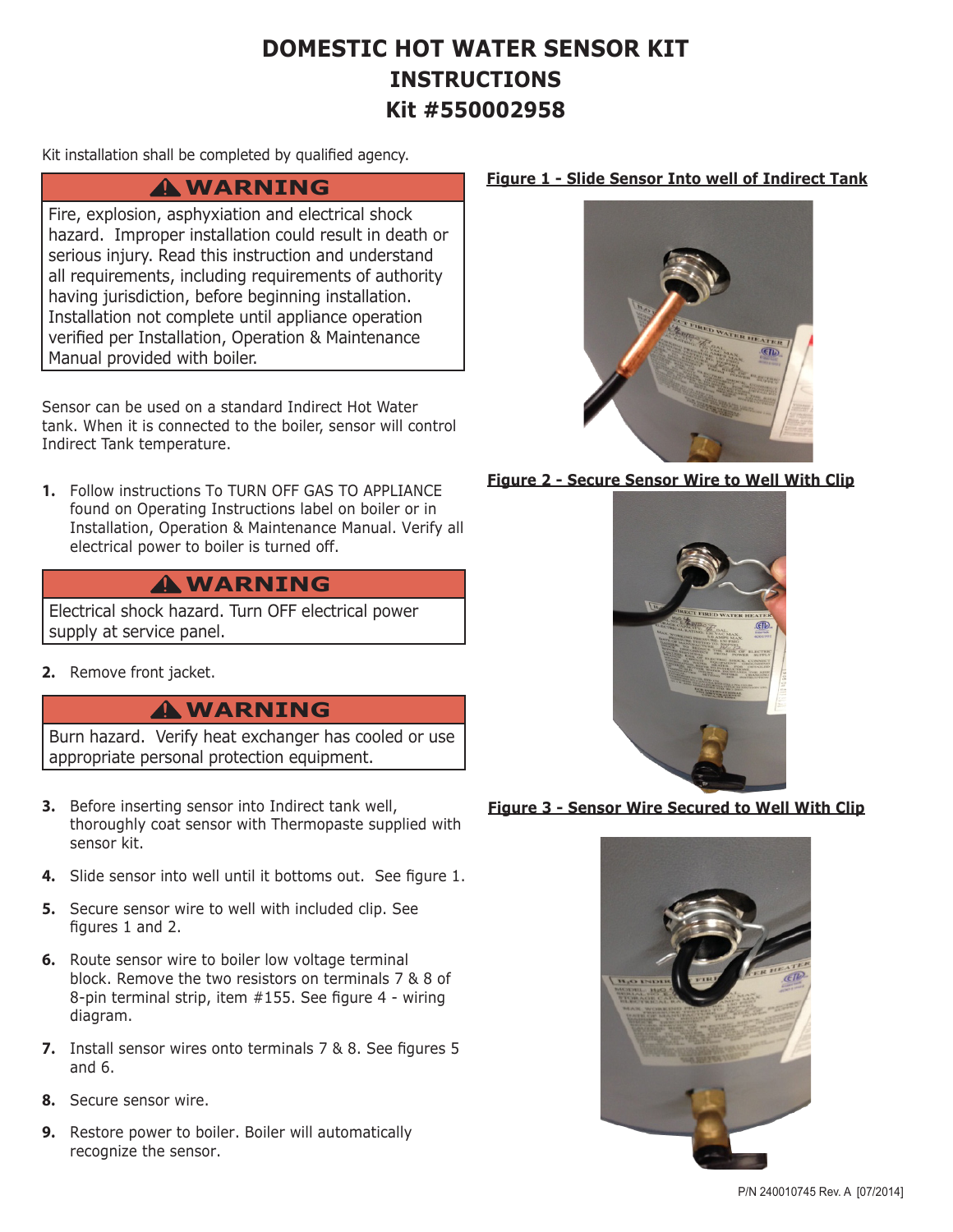# DOMESTIC HOT WATER SENSOR KIT INSTRUCTIONS Kit #550002958

Kit installation shall be completed by qualified agency.

> **⚠ WARNING**
>
> Fire, explosion, asphyxiation and electrical shock hazard. Improper installation could result in death or serious injury. Read this instruction and understand all requirements, including requirements of authority having jurisdiction, before beginning installation. Installation not complete until appliance operation verified per Installation, Operation & Maintenance Manual provided with boiler.

Sensor can be used on a standard Indirect Hot Water tank. When it is connected to the boiler, sensor will control Indirect Tank temperature.

1. Follow instructions To TURN OFF GAS TO APPLIANCE found on Operating Instructions label on boiler or in Installation, Operation & Maintenance Manual. Verify all electrical power to boiler is turned off.

> **⚠ WARNING**
>
> Electrical shock hazard. Turn OFF electrical power supply at service panel.

2. Remove front jacket.

> **⚠ WARNING**
>
> Burn hazard. Verify heat exchanger has cooled or use appropriate personal protection equipment.

3. Before inserting sensor into Indirect tank well, thoroughly coat sensor with Thermopaste supplied with sensor kit.
4. Slide sensor into well until it bottoms out. See figure 1.
5. Secure sensor wire to well with included clip. See figures 1 and 2.
6. Route sensor wire to boiler low voltage terminal block. Remove the two resistors on terminals 7 & 8 of 8-pin terminal strip, item #155. See figure 4 - wiring diagram.
7. Install sensor wires onto terminals 7 & 8. See figures 5 and 6.
8. Secure sensor wire.
9. Restore power to boiler. Boiler will automatically recognize the sensor.

**Figure 1 - Slide Sensor Into well of Indirect Tank**

**Figure 2 - Secure Sensor Wire to Well With Clip**

**Figure 3 - Sensor Wire Secured to Well With Clip**

P/N 240010745 Rev. A [07/2014]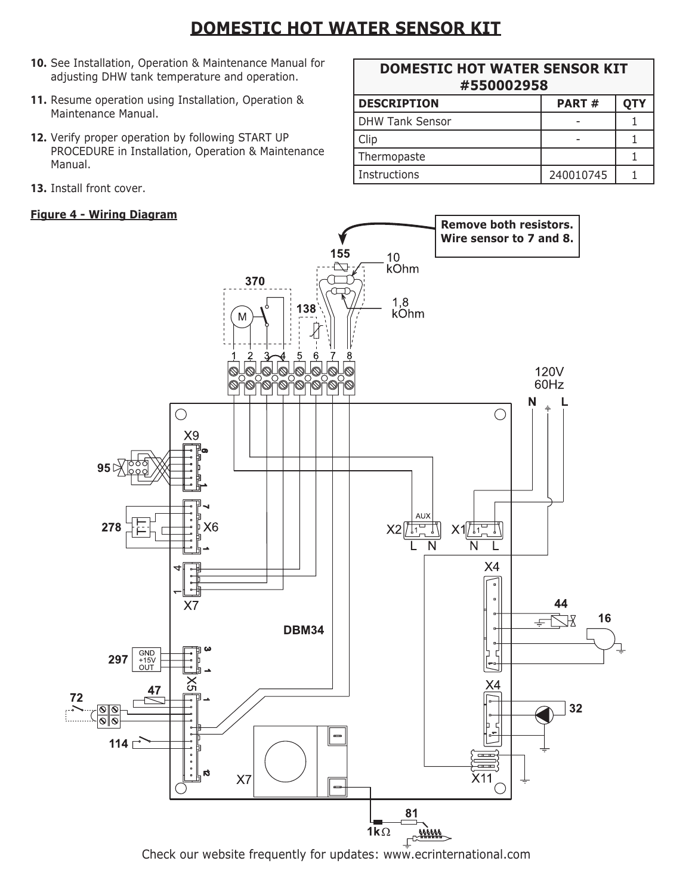# DOMESTIC HOT WATER SENSOR KIT

10. See Installation, Operation & Maintenance Manual for adjusting DHW tank temperature and operation.

11. Resume operation using Installation, Operation & Maintenance Manual.

12. Verify proper operation by following START UP PROCEDURE in Installation, Operation & Maintenance Manual.

13. Install front cover.

| DOMESTIC HOT WATER SENSOR KIT #550002958 | | |
|---|---|---|
| **DESCRIPTION** | **PART #** | **QTY** |
| DHW Tank Sensor | - | 1 |
| Clip | - | 1 |
| Thermopaste | | 1 |
| Instructions | 240010745 | 1 |

**Figure 4 - Wiring Diagram**

Remove both resistors. Wire sensor to 7 and 8.

155 — 10 kOhm, 1,8 kOhm

370 — M

138

1 2 3 4 5 6 7 8

120V 60Hz — N L

95 — X9

278 — X6

X7

DBM34

X2 AUX L N — X1 N L

X4 — 44 — 16

X4 — 32

297 — GND +15V OUT — X5

72 — 47

114

X7 — X11

81 — 1kΩ

Check our website frequently for updates: www.ecrinternational.com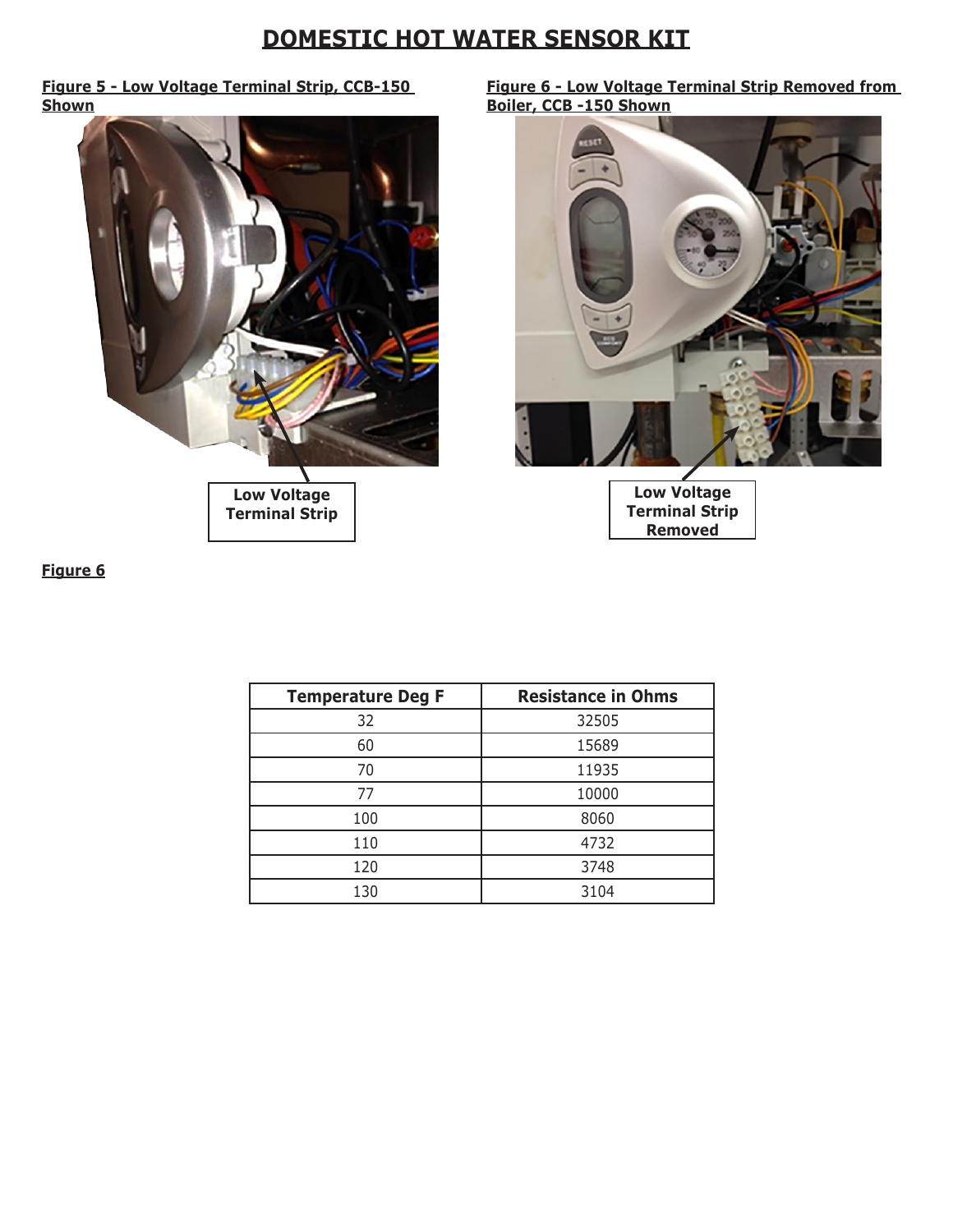# DOMESTIC HOT WATER SENSOR KIT

**Figure 5 - Low Voltage Terminal Strip, CCB-150 Shown**

Low Voltage Terminal Strip

**Figure 6 - Low Voltage Terminal Strip Removed from Boiler, CCB -150 Shown**

Low Voltage Terminal Strip Removed

**Figure 6**

| Temperature Deg F | Resistance in Ohms |
|---|---|
| 32 | 32505 |
| 60 | 15689 |
| 70 | 11935 |
| 77 | 10000 |
| 100 | 8060 |
| 110 | 4732 |
| 120 | 3748 |
| 130 | 3104 |